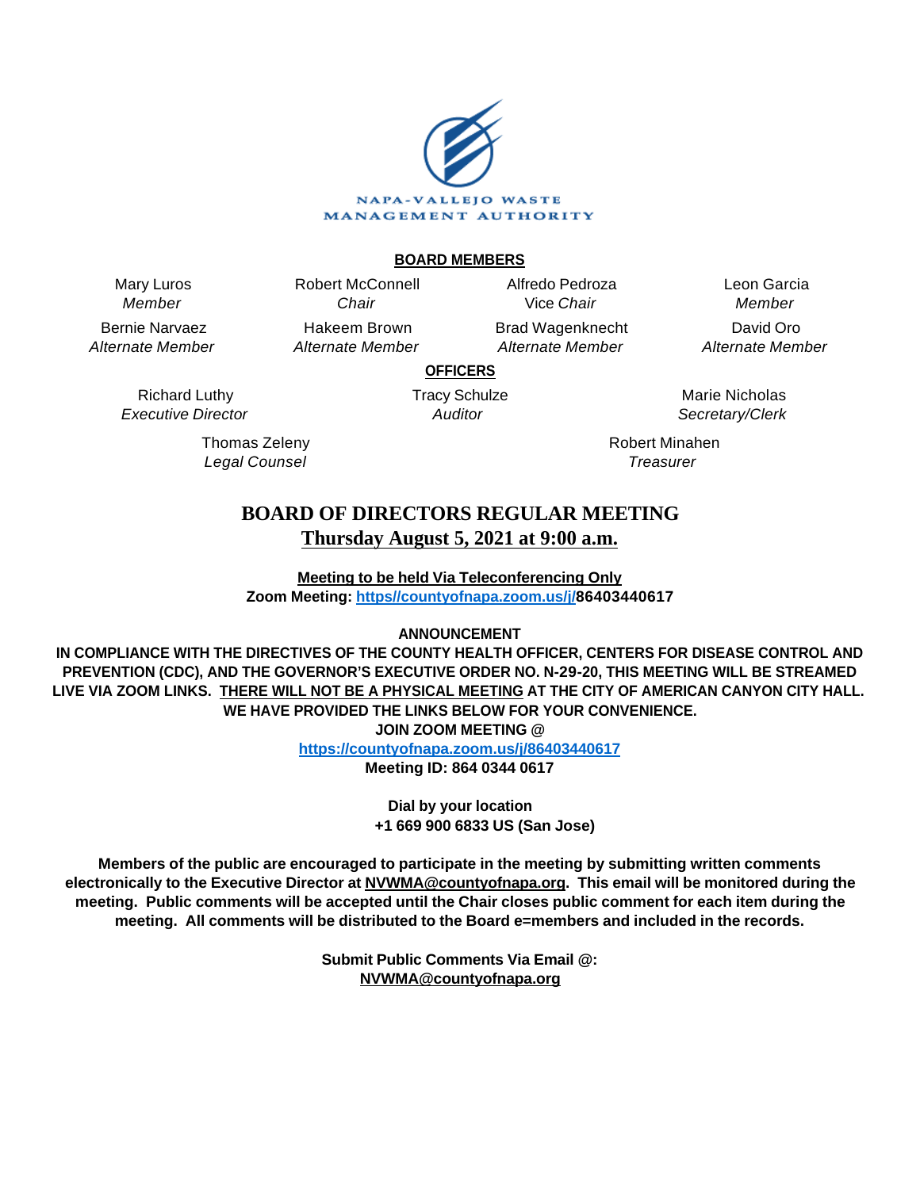NAPA-VALLEJO WASTE MANAGEMENT AUTHORITY

**BOARD MEMBERS**

| | | | |
|---|---|---|---|
| Mary Luros *Member* | Robert McConnell *Chair* | Alfredo Pedroza Vice *Chair* | Leon Garcia *Member* |
| Bernie Narvaez *Alternate Member* | Hakeem Brown *Alternate Member* | Brad Wagenknecht *Alternate Member* | David Oro *Alternate Member* |

**OFFICERS**

| | | |
|---|---|---|
| Richard Luthy *Executive Director* | Tracy Schulze *Auditor* | Marie Nicholas *Secretary/Clerk* |
| Thomas Zeleny *Legal Counsel* | | Robert Minahen *Treasurer* |

# BOARD OF DIRECTORS REGULAR MEETING

## Thursday August 5, 2021 at 9:00 a.m.

**Meeting to be held Via Teleconferencing Only**
**Zoom Meeting: https//countyofnapa.zoom.us/j/86403440617**

**ANNOUNCEMENT**

**IN COMPLIANCE WITH THE DIRECTIVES OF THE COUNTY HEALTH OFFICER, CENTERS FOR DISEASE CONTROL AND PREVENTION (CDC), AND THE GOVERNOR'S EXECUTIVE ORDER NO. N-29-20, THIS MEETING WILL BE STREAMED LIVE VIA ZOOM LINKS. THERE WILL NOT BE A PHYSICAL MEETING AT THE CITY OF AMERICAN CANYON CITY HALL. WE HAVE PROVIDED THE LINKS BELOW FOR YOUR CONVENIENCE.**
**JOIN ZOOM MEETING @**
**https://countyofnapa.zoom.us/j/86403440617**
**Meeting ID: 864 0344 0617**

**Dial by your location**
**+1 669 900 6833 US (San Jose)**

**Members of the public are encouraged to participate in the meeting by submitting written comments electronically to the Executive Director at NVWMA@countyofnapa.org. This email will be monitored during the meeting. Public comments will be accepted until the Chair closes public comment for each item during the meeting. All comments will be distributed to the Board e=members and included in the records.**

**Submit Public Comments Via Email @:**
**NVWMA@countyofnapa.org**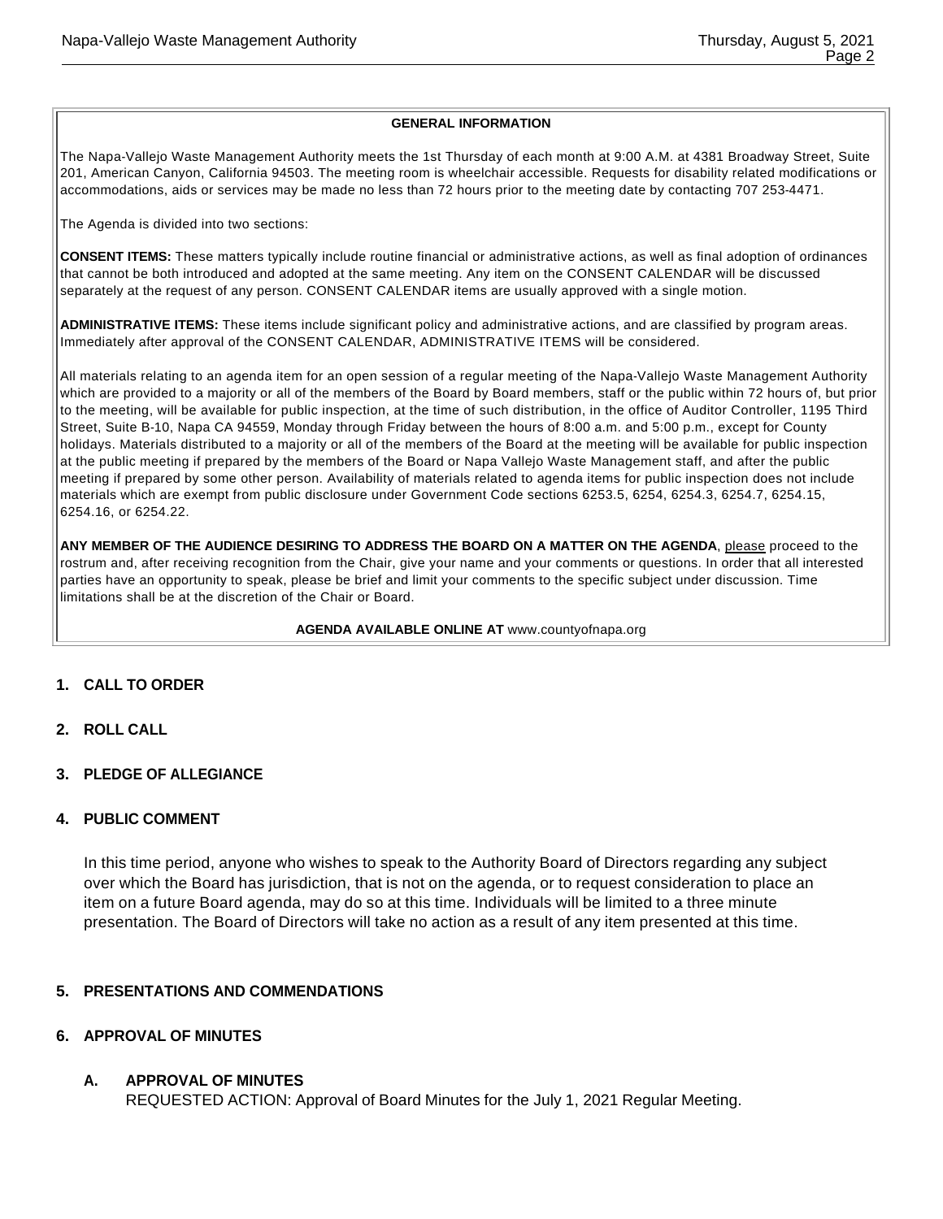**GENERAL INFORMATION**

The Napa-Vallejo Waste Management Authority meets the 1st Thursday of each month at 9:00 A.M. at 4381 Broadway Street, Suite 201, American Canyon, California 94503. The meeting room is wheelchair accessible. Requests for disability related modifications or accommodations, aids or services may be made no less than 72 hours prior to the meeting date by contacting 707 253-4471.

The Agenda is divided into two sections:

**CONSENT ITEMS:** These matters typically include routine financial or administrative actions, as well as final adoption of ordinances that cannot be both introduced and adopted at the same meeting. Any item on the CONSENT CALENDAR will be discussed separately at the request of any person. CONSENT CALENDAR items are usually approved with a single motion.

**ADMINISTRATIVE ITEMS:** These items include significant policy and administrative actions, and are classified by program areas. Immediately after approval of the CONSENT CALENDAR, ADMINISTRATIVE ITEMS will be considered.

All materials relating to an agenda item for an open session of a regular meeting of the Napa-Vallejo Waste Management Authority which are provided to a majority or all of the members of the Board by Board members, staff or the public within 72 hours of, but prior to the meeting, will be available for public inspection, at the time of such distribution, in the office of Auditor Controller, 1195 Third Street, Suite B-10, Napa CA 94559, Monday through Friday between the hours of 8:00 a.m. and 5:00 p.m., except for County holidays. Materials distributed to a majority or all of the members of the Board at the meeting will be available for public inspection at the public meeting if prepared by the members of the Board or Napa Vallejo Waste Management staff, and after the public meeting if prepared by some other person. Availability of materials related to agenda items for public inspection does not include materials which are exempt from public disclosure under Government Code sections 6253.5, 6254, 6254.3, 6254.7, 6254.15, 6254.16, or 6254.22.

**ANY MEMBER OF THE AUDIENCE DESIRING TO ADDRESS THE BOARD ON A MATTER ON THE AGENDA**, please proceed to the rostrum and, after receiving recognition from the Chair, give your name and your comments or questions. In order that all interested parties have an opportunity to speak, please be brief and limit your comments to the specific subject under discussion. Time limitations shall be at the discretion of the Chair or Board.

**AGENDA AVAILABLE ONLINE AT** www.countyofnapa.org

## 1. CALL TO ORDER

## 2. ROLL CALL

## 3. PLEDGE OF ALLEGIANCE

## 4. PUBLIC COMMENT

In this time period, anyone who wishes to speak to the Authority Board of Directors regarding any subject over which the Board has jurisdiction, that is not on the agenda, or to request consideration to place an item on a future Board agenda, may do so at this time. Individuals will be limited to a three minute presentation. The Board of Directors will take no action as a result of any item presented at this time.

## 5. PRESENTATIONS AND COMMENDATIONS

## 6. APPROVAL OF MINUTES

### A. APPROVAL OF MINUTES

REQUESTED ACTION: Approval of Board Minutes for the July 1, 2021 Regular Meeting.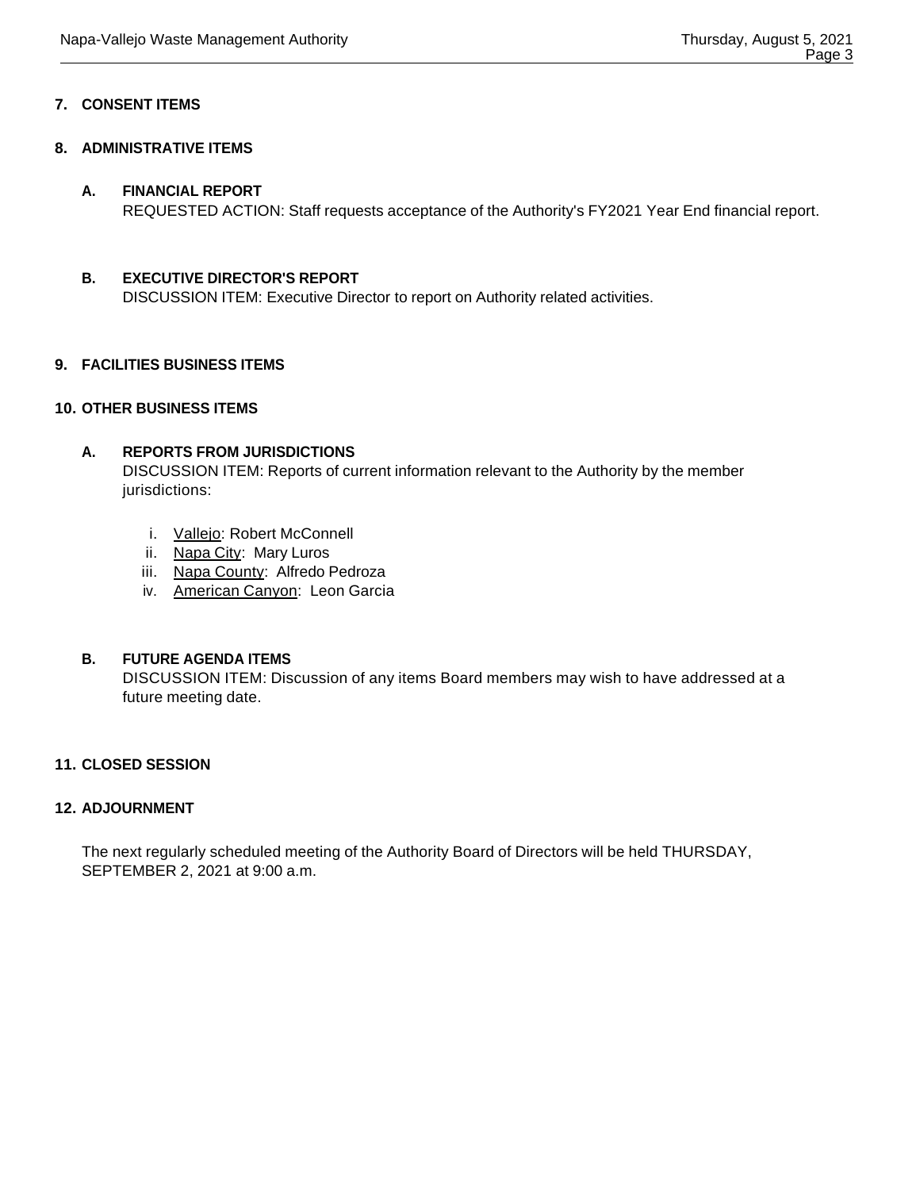## 7. CONSENT ITEMS

## 8. ADMINISTRATIVE ITEMS

### A. FINANCIAL REPORT

REQUESTED ACTION: Staff requests acceptance of the Authority's FY2021 Year End financial report.

### B. EXECUTIVE DIRECTOR'S REPORT

DISCUSSION ITEM: Executive Director to report on Authority related activities.

## 9. FACILITIES BUSINESS ITEMS

## 10. OTHER BUSINESS ITEMS

### A. REPORTS FROM JURISDICTIONS

DISCUSSION ITEM: Reports of current information relevant to the Authority by the member jurisdictions:

- i. Vallejo: Robert McConnell
- ii. Napa City: Mary Luros
- iii. Napa County: Alfredo Pedroza
- iv. American Canyon: Leon Garcia

### B. FUTURE AGENDA ITEMS

DISCUSSION ITEM: Discussion of any items Board members may wish to have addressed at a future meeting date.

## 11. CLOSED SESSION

## 12. ADJOURNMENT

The next regularly scheduled meeting of the Authority Board of Directors will be held THURSDAY, SEPTEMBER 2, 2021 at 9:00 a.m.